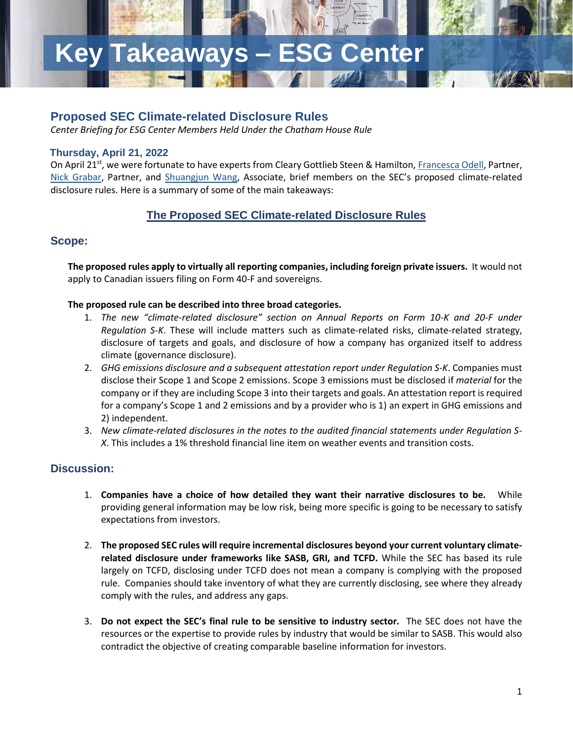# Key Takeaways – ESG Center

## Proposed SEC Climate-related Disclosure Rules

*Center Briefing for ESG Center Members Held Under the Chatham House Rule*

### Thursday, April 21, 2022

On April 21st, we were fortunate to have experts from Cleary Gottlieb Steen & Hamilton, Francesca Odell, Partner, Nick Grabar, Partner, and Shuangjun Wang, Associate, brief members on the SEC's proposed climate-related disclosure rules. Here is a summary of some of the main takeaways:

## The Proposed SEC Climate-related Disclosure Rules

### Scope:

**The proposed rules apply to virtually all reporting companies, including foreign private issuers.** It would not apply to Canadian issuers filing on Form 40-F and sovereigns.

**The proposed rule can be described into three broad categories.**

1. *The new "climate-related disclosure" section on Annual Reports on Form 10-K and 20-F under Regulation S-K*. These will include matters such as climate-related risks, climate-related strategy, disclosure of targets and goals, and disclosure of how a company has organized itself to address climate (governance disclosure).
2. *GHG emissions disclosure and a subsequent attestation report under Regulation S-K*. Companies must disclose their Scope 1 and Scope 2 emissions. Scope 3 emissions must be disclosed if *material* for the company or if they are including Scope 3 into their targets and goals. An attestation report is required for a company's Scope 1 and 2 emissions and by a provider who is 1) an expert in GHG emissions and 2) independent.
3. *New climate-related disclosures in the notes to the audited financial statements under Regulation S-X*. This includes a 1% threshold financial line item on weather events and transition costs.

### Discussion:

1. **Companies have a choice of how detailed they want their narrative disclosures to be.** While providing general information may be low risk, being more specific is going to be necessary to satisfy expectations from investors.

2. **The proposed SEC rules will require incremental disclosures beyond your current voluntary climate-related disclosure under frameworks like SASB, GRI, and TCFD.** While the SEC has based its rule largely on TCFD, disclosing under TCFD does not mean a company is complying with the proposed rule. Companies should take inventory of what they are currently disclosing, see where they already comply with the rules, and address any gaps.

3. **Do not expect the SEC's final rule to be sensitive to industry sector.** The SEC does not have the resources or the expertise to provide rules by industry that would be similar to SASB. This would also contradict the objective of creating comparable baseline information for investors.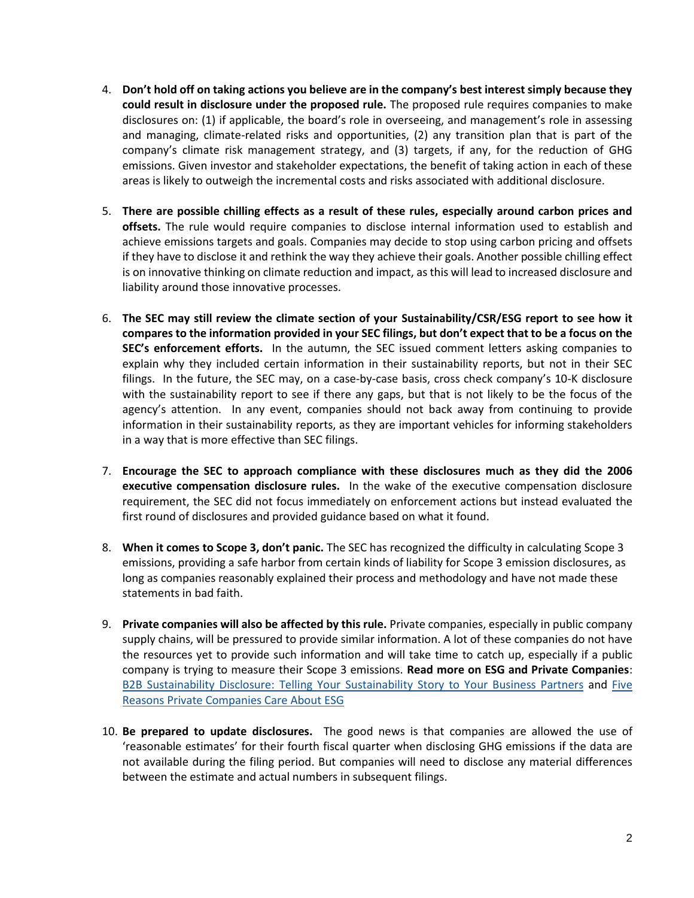4. **Don't hold off on taking actions you believe are in the company's best interest simply because they could result in disclosure under the proposed rule.** The proposed rule requires companies to make disclosures on: (1) if applicable, the board's role in overseeing, and management's role in assessing and managing, climate-related risks and opportunities, (2) any transition plan that is part of the company's climate risk management strategy, and (3) targets, if any, for the reduction of GHG emissions. Given investor and stakeholder expectations, the benefit of taking action in each of these areas is likely to outweigh the incremental costs and risks associated with additional disclosure.

5. **There are possible chilling effects as a result of these rules, especially around carbon prices and offsets.** The rule would require companies to disclose internal information used to establish and achieve emissions targets and goals. Companies may decide to stop using carbon pricing and offsets if they have to disclose it and rethink the way they achieve their goals. Another possible chilling effect is on innovative thinking on climate reduction and impact, as this will lead to increased disclosure and liability around those innovative processes.

6. **The SEC may still review the climate section of your Sustainability/CSR/ESG report to see how it compares to the information provided in your SEC filings, but don't expect that to be a focus on the SEC's enforcement efforts.** In the autumn, the SEC issued comment letters asking companies to explain why they included certain information in their sustainability reports, but not in their SEC filings. In the future, the SEC may, on a case-by-case basis, cross check company's 10-K disclosure with the sustainability report to see if there any gaps, but that is not likely to be the focus of the agency's attention. In any event, companies should not back away from continuing to provide information in their sustainability reports, as they are important vehicles for informing stakeholders in a way that is more effective than SEC filings.

7. **Encourage the SEC to approach compliance with these disclosures much as they did the 2006 executive compensation disclosure rules.** In the wake of the executive compensation disclosure requirement, the SEC did not focus immediately on enforcement actions but instead evaluated the first round of disclosures and provided guidance based on what it found.

8. **When it comes to Scope 3, don't panic.** The SEC has recognized the difficulty in calculating Scope 3 emissions, providing a safe harbor from certain kinds of liability for Scope 3 emission disclosures, as long as companies reasonably explained their process and methodology and have not made these statements in bad faith.

9. **Private companies will also be affected by this rule.** Private companies, especially in public company supply chains, will be pressured to provide similar information. A lot of these companies do not have the resources yet to provide such information and will take time to catch up, especially if a public company is trying to measure their Scope 3 emissions. **Read more on ESG and Private Companies**: [B2B Sustainability Disclosure: Telling Your Sustainability Story to Your Business Partners]() and [Five Reasons Private Companies Care About ESG]()

10. **Be prepared to update disclosures.** The good news is that companies are allowed the use of 'reasonable estimates' for their fourth fiscal quarter when disclosing GHG emissions if the data are not available during the filing period. But companies will need to disclose any material differences between the estimate and actual numbers in subsequent filings.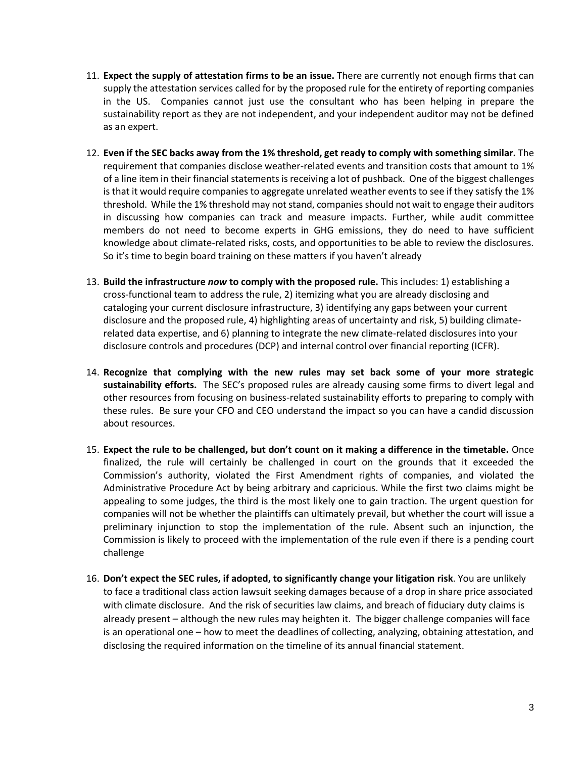11. **Expect the supply of attestation firms to be an issue.** There are currently not enough firms that can supply the attestation services called for by the proposed rule for the entirety of reporting companies in the US. Companies cannot just use the consultant who has been helping in prepare the sustainability report as they are not independent, and your independent auditor may not be defined as an expert.

12. **Even if the SEC backs away from the 1% threshold, get ready to comply with something similar.** The requirement that companies disclose weather-related events and transition costs that amount to 1% of a line item in their financial statements is receiving a lot of pushback. One of the biggest challenges is that it would require companies to aggregate unrelated weather events to see if they satisfy the 1% threshold. While the 1% threshold may not stand, companies should not wait to engage their auditors in discussing how companies can track and measure impacts. Further, while audit committee members do not need to become experts in GHG emissions, they do need to have sufficient knowledge about climate-related risks, costs, and opportunities to be able to review the disclosures. So it's time to begin board training on these matters if you haven't already

13. **Build the infrastructure *now* to comply with the proposed rule.** This includes: 1) establishing a cross-functional team to address the rule, 2) itemizing what you are already disclosing and cataloging your current disclosure infrastructure, 3) identifying any gaps between your current disclosure and the proposed rule, 4) highlighting areas of uncertainty and risk, 5) building climate-related data expertise, and 6) planning to integrate the new climate-related disclosures into your disclosure controls and procedures (DCP) and internal control over financial reporting (ICFR).

14. **Recognize that complying with the new rules may set back some of your more strategic sustainability efforts.** The SEC's proposed rules are already causing some firms to divert legal and other resources from focusing on business-related sustainability efforts to preparing to comply with these rules. Be sure your CFO and CEO understand the impact so you can have a candid discussion about resources.

15. **Expect the rule to be challenged, but don't count on it making a difference in the timetable.** Once finalized, the rule will certainly be challenged in court on the grounds that it exceeded the Commission's authority, violated the First Amendment rights of companies, and violated the Administrative Procedure Act by being arbitrary and capricious. While the first two claims might be appealing to some judges, the third is the most likely one to gain traction. The urgent question for companies will not be whether the plaintiffs can ultimately prevail, but whether the court will issue a preliminary injunction to stop the implementation of the rule. Absent such an injunction, the Commission is likely to proceed with the implementation of the rule even if there is a pending court challenge

16. **Don't expect the SEC rules, if adopted, to significantly change your litigation risk**. You are unlikely to face a traditional class action lawsuit seeking damages because of a drop in share price associated with climate disclosure. And the risk of securities law claims, and breach of fiduciary duty claims is already present – although the new rules may heighten it. The bigger challenge companies will face is an operational one – how to meet the deadlines of collecting, analyzing, obtaining attestation, and disclosing the required information on the timeline of its annual financial statement.